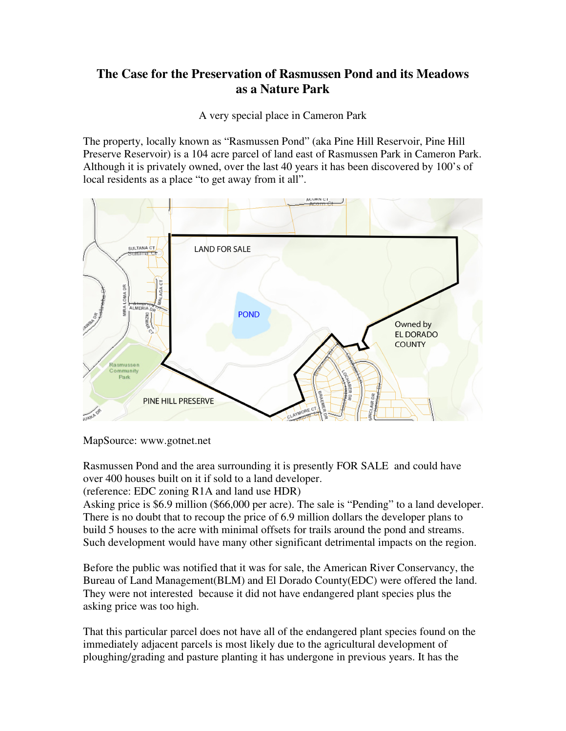# The Case for the Preservation of Rasmussen Pond and its Meadows as a Nature Park

A very special place in Cameron Park

The property, locally known as "Rasmussen Pond" (aka Pine Hill Reservoir, Pine Hill Preserve Reservoir) is a 104 acre parcel of land east of Rasmussen Park in Cameron Park. Although it is privately owned, over the last 40 years it has been discovered by 100's of local residents as a place "to get away from it all".

MapSource: www.gotnet.net

Rasmussen Pond and the area surrounding it is presently FOR SALE and could have over 400 houses built on it if sold to a land developer.
(reference: EDC zoning R1A and land use HDR)
Asking price is $6.9 million ($66,000 per acre). The sale is "Pending" to a land developer. There is no doubt that to recoup the price of 6.9 million dollars the developer plans to build 5 houses to the acre with minimal offsets for trails around the pond and streams. Such development would have many other significant detrimental impacts on the region.

Before the public was notified that it was for sale, the American River Conservancy, the Bureau of Land Management(BLM) and El Dorado County(EDC) were offered the land. They were not interested because it did not have endangered plant species plus the asking price was too high.

That this particular parcel does not have all of the endangered plant species found on the immediately adjacent parcels is most likely due to the agricultural development of ploughing/grading and pasture planting it has undergone in previous years. It has the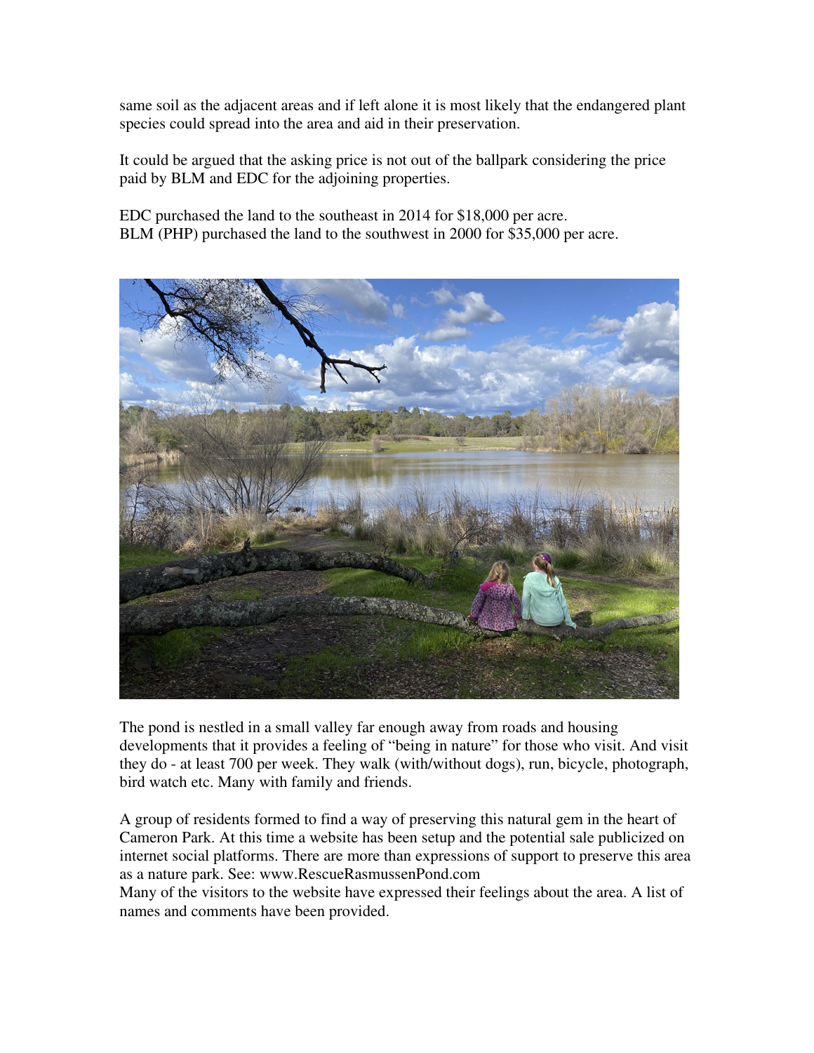same soil as the adjacent areas and if left alone it is most likely that the endangered plant species could spread into the area and aid in their preservation.

It could be argued that the asking price is not out of the ballpark considering the price paid by BLM and EDC for the adjoining properties.

EDC purchased the land to the southeast in 2014 for $18,000 per acre.
BLM (PHP) purchased the land to the southwest in 2000 for $35,000 per acre.

The pond is nestled in a small valley far enough away from roads and housing developments that it provides a feeling of "being in nature" for those who visit. And visit they do - at least 700 per week. They walk (with/without dogs), run, bicycle, photograph, bird watch etc. Many with family and friends.

A group of residents formed to find a way of preserving this natural gem in the heart of Cameron Park. At this time a website has been setup and the potential sale publicized on internet social platforms. There are more than expressions of support to preserve this area as a nature park. See: www.RescueRasmussenPond.com
Many of the visitors to the website have expressed their feelings about the area. A list of names and comments have been provided.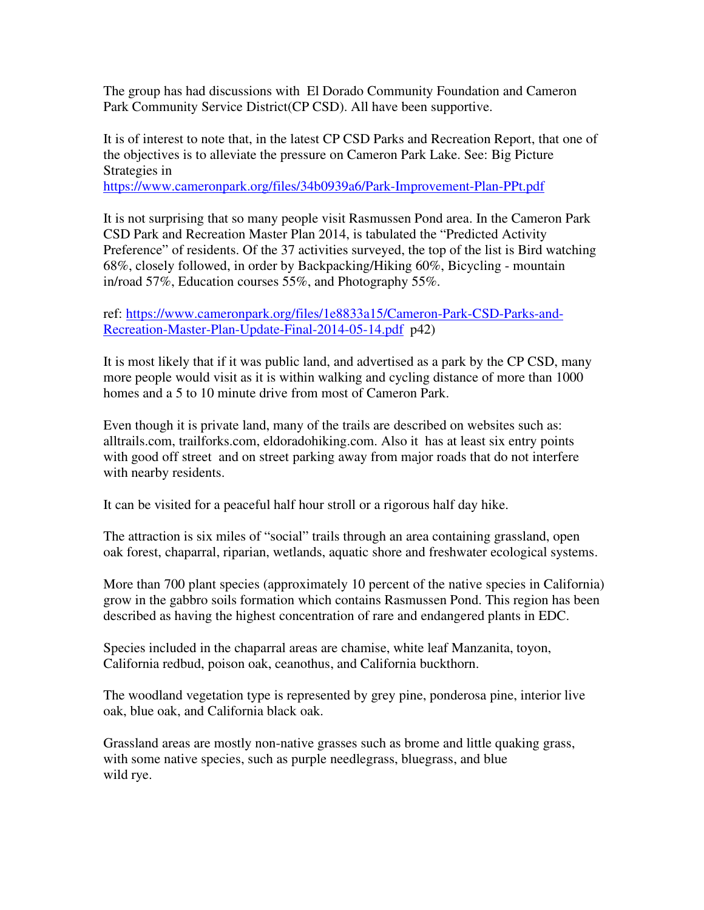The group has had discussions with El Dorado Community Foundation and Cameron Park Community Service District(CP CSD). All have been supportive.

It is of interest to note that, in the latest CP CSD Parks and Recreation Report, that one of the objectives is to alleviate the pressure on Cameron Park Lake. See: Big Picture Strategies in
https://www.cameronpark.org/files/34b0939a6/Park-Improvement-Plan-PPt.pdf

It is not surprising that so many people visit Rasmussen Pond area. In the Cameron Park CSD Park and Recreation Master Plan 2014, is tabulated the "Predicted Activity Preference" of residents. Of the 37 activities surveyed, the top of the list is Bird watching 68%, closely followed, in order by Backpacking/Hiking 60%, Bicycling - mountain in/road 57%, Education courses 55%, and Photography 55%.

ref: https://www.cameronpark.org/files/1e8833a15/Cameron-Park-CSD-Parks-and-Recreation-Master-Plan-Update-Final-2014-05-14.pdf p42)

It is most likely that if it was public land, and advertised as a park by the CP CSD, many more people would visit as it is within walking and cycling distance of more than 1000 homes and a 5 to 10 minute drive from most of Cameron Park.

Even though it is private land, many of the trails are described on websites such as: alltrails.com, trailforks.com, eldoradohiking.com. Also it has at least six entry points with good off street and on street parking away from major roads that do not interfere with nearby residents.

It can be visited for a peaceful half hour stroll or a rigorous half day hike.

The attraction is six miles of "social" trails through an area containing grassland, open oak forest, chaparral, riparian, wetlands, aquatic shore and freshwater ecological systems.

More than 700 plant species (approximately 10 percent of the native species in California) grow in the gabbro soils formation which contains Rasmussen Pond. This region has been described as having the highest concentration of rare and endangered plants in EDC.

Species included in the chaparral areas are chamise, white leaf Manzanita, toyon, California redbud, poison oak, ceanothus, and California buckthorn.

The woodland vegetation type is represented by grey pine, ponderosa pine, interior live oak, blue oak, and California black oak.

Grassland areas are mostly non-native grasses such as brome and little quaking grass, with some native species, such as purple needlegrass, bluegrass, and blue wild rye.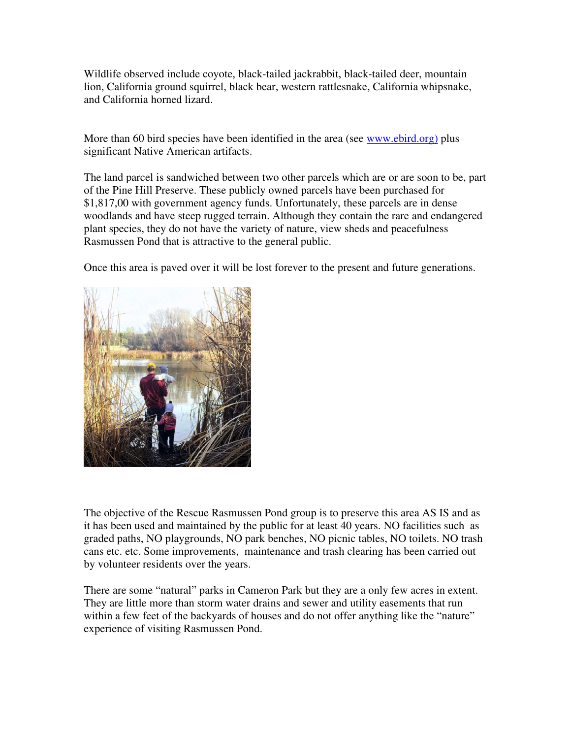Wildlife observed include coyote, black-tailed jackrabbit, black-tailed deer, mountain lion, California ground squirrel, black bear, western rattlesnake, California whipsnake, and California horned lizard.

More than 60 bird species have been identified in the area (see www.ebird.org) plus significant Native American artifacts.

The land parcel is sandwiched between two other parcels which are or are soon to be, part of the Pine Hill Preserve. These publicly owned parcels have been purchased for $1,817,00 with government agency funds. Unfortunately, these parcels are in dense woodlands and have steep rugged terrain. Although they contain the rare and endangered plant species, they do not have the variety of nature, view sheds and peacefulness Rasmussen Pond that is attractive to the general public.

Once this area is paved over it will be lost forever to the present and future generations.

The objective of the Rescue Rasmussen Pond group is to preserve this area AS IS and as it has been used and maintained by the public for at least 40 years. NO facilities such as graded paths, NO playgrounds, NO park benches, NO picnic tables, NO toilets. NO trash cans etc. etc. Some improvements, maintenance and trash clearing has been carried out by volunteer residents over the years.

There are some "natural" parks in Cameron Park but they are a only few acres in extent. They are little more than storm water drains and sewer and utility easements that run within a few feet of the backyards of houses and do not offer anything like the "nature" experience of visiting Rasmussen Pond.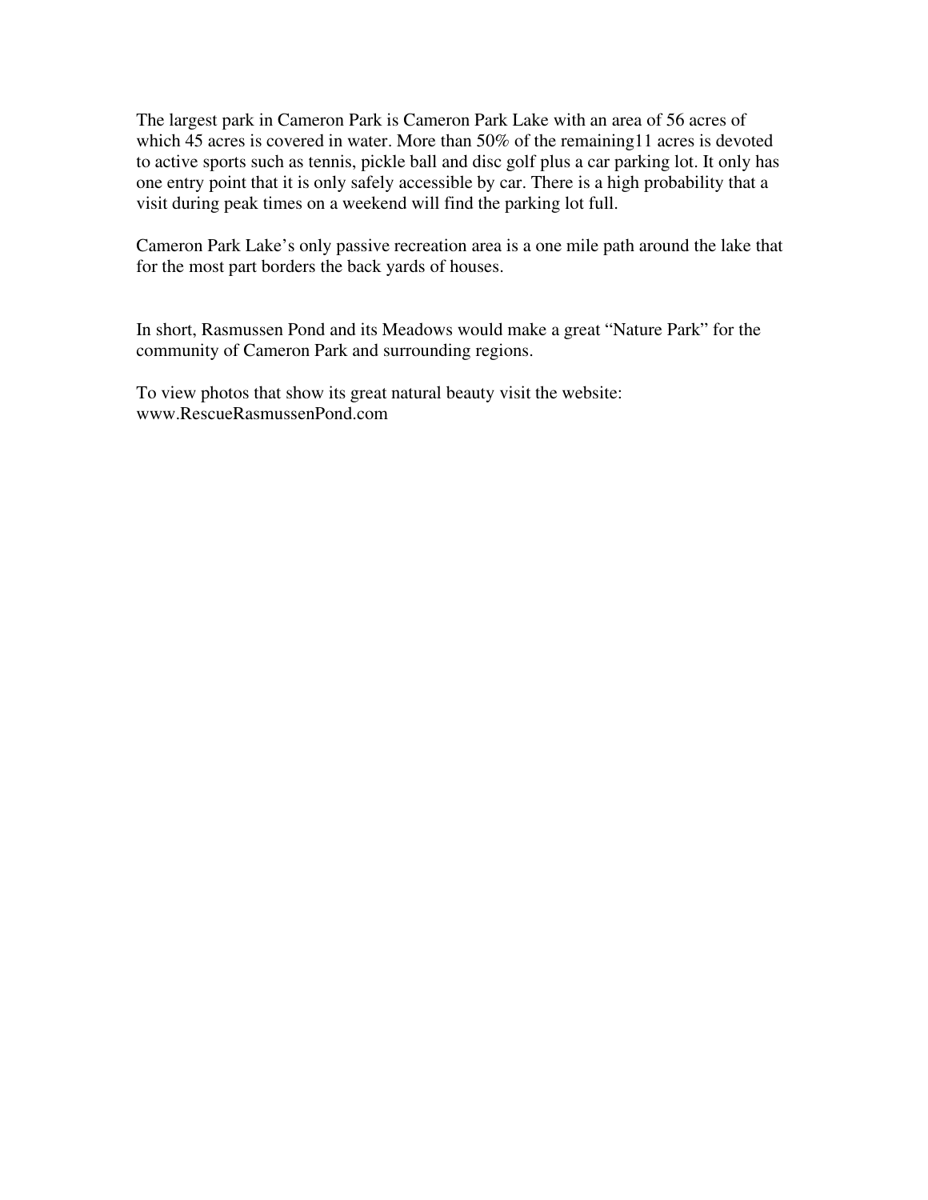The largest park in Cameron Park is Cameron Park Lake with an area of 56 acres of which 45 acres is covered in water. More than 50% of the remaining11 acres is devoted to active sports such as tennis, pickle ball and disc golf plus a car parking lot. It only has one entry point that it is only safely accessible by car. There is a high probability that a visit during peak times on a weekend will find the parking lot full.

Cameron Park Lake's only passive recreation area is a one mile path around the lake that for the most part borders the back yards of houses.

In short, Rasmussen Pond and its Meadows would make a great "Nature Park" for the community of Cameron Park and surrounding regions.

To view photos that show its great natural beauty visit the website: www.RescueRasmussenPond.com